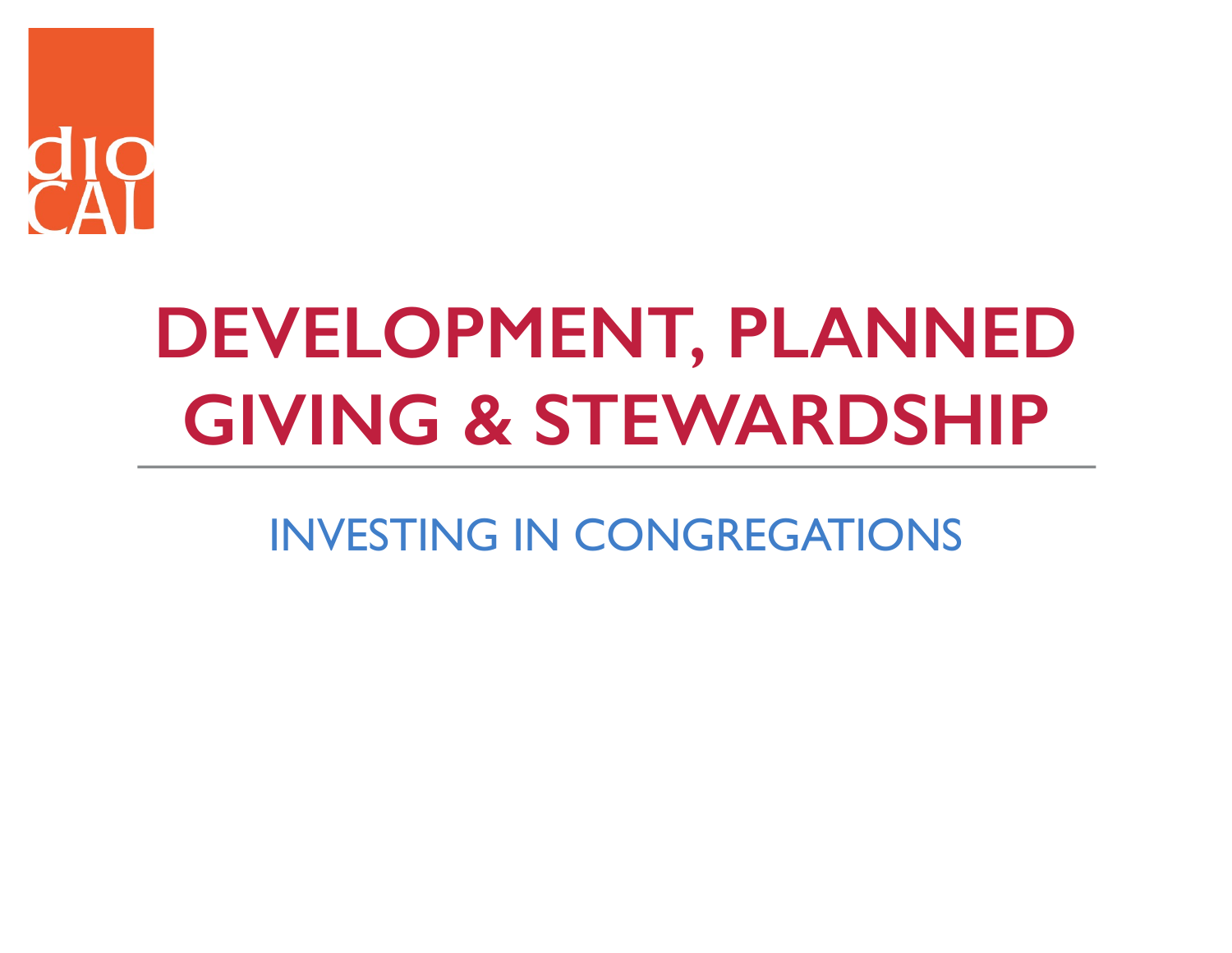dio
CAL

# DEVELOPMENT, PLANNED GIVING & STEWARDSHIP

## INVESTING IN CONGREGATIONS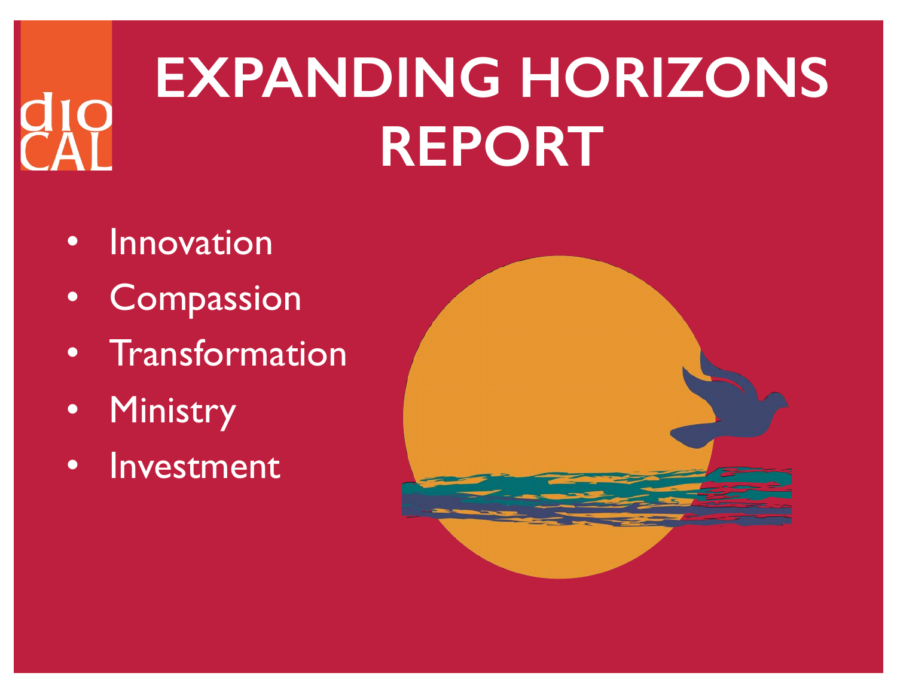dio CAL

# EXPANDING HORIZONS REPORT

- Innovation
- Compassion
- Transformation
- Ministry
- Investment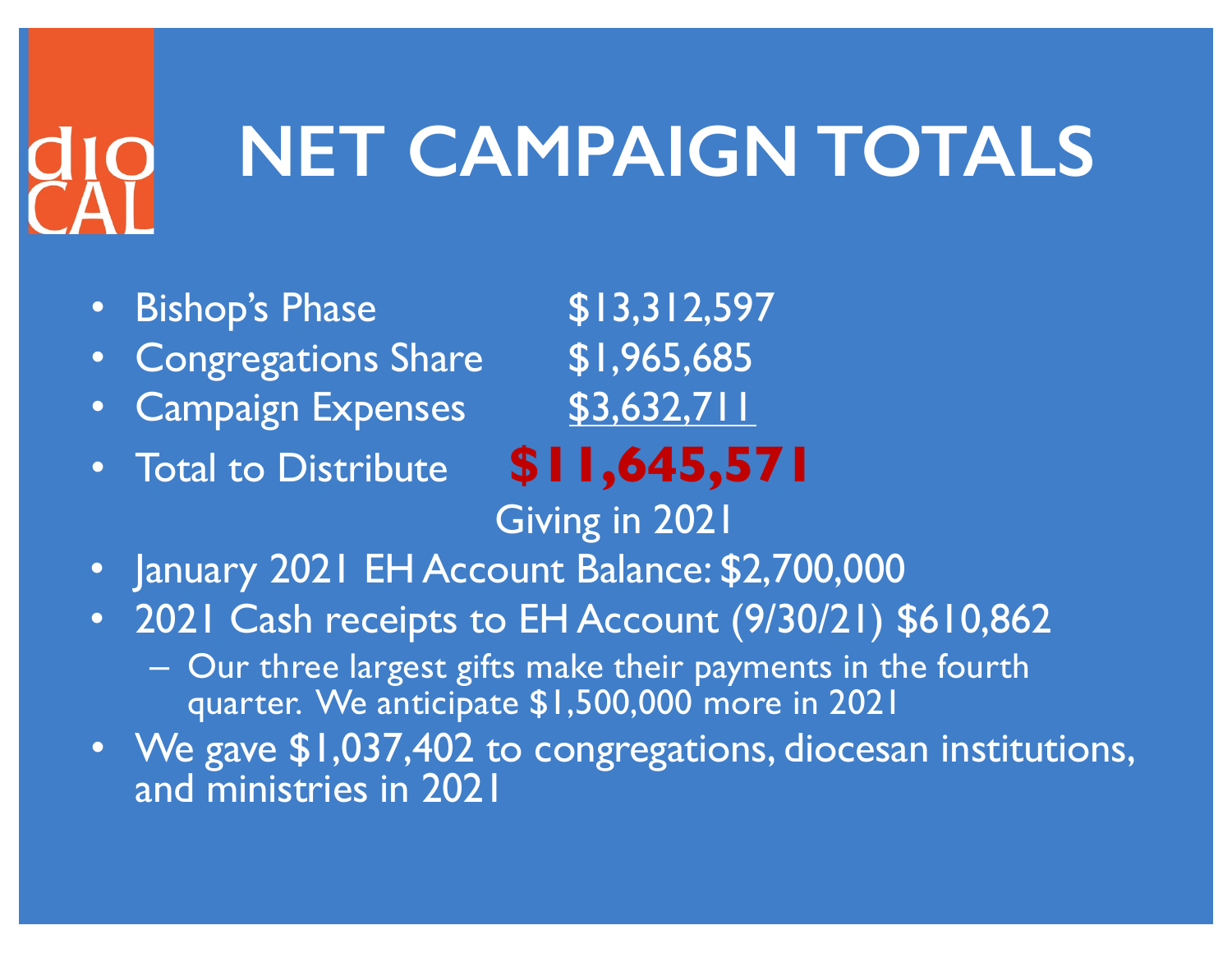dio CAL

# NET CAMPAIGN TOTALS

- Bishop's Phase $13,312,597
- Congregations Share $1,965,685
- Campaign Expenses $3,632,711
- Total to Distribute **$11,645,571**

Giving in 2021

- January 2021 EH Account Balance: $2,700,000
- 2021 Cash receipts to EH Account (9/30/21) $610,862
  - Our three largest gifts make their payments in the fourth quarter. We anticipate $1,500,000 more in 2021
- We gave $1,037,402 to congregations, diocesan institutions, and ministries in 2021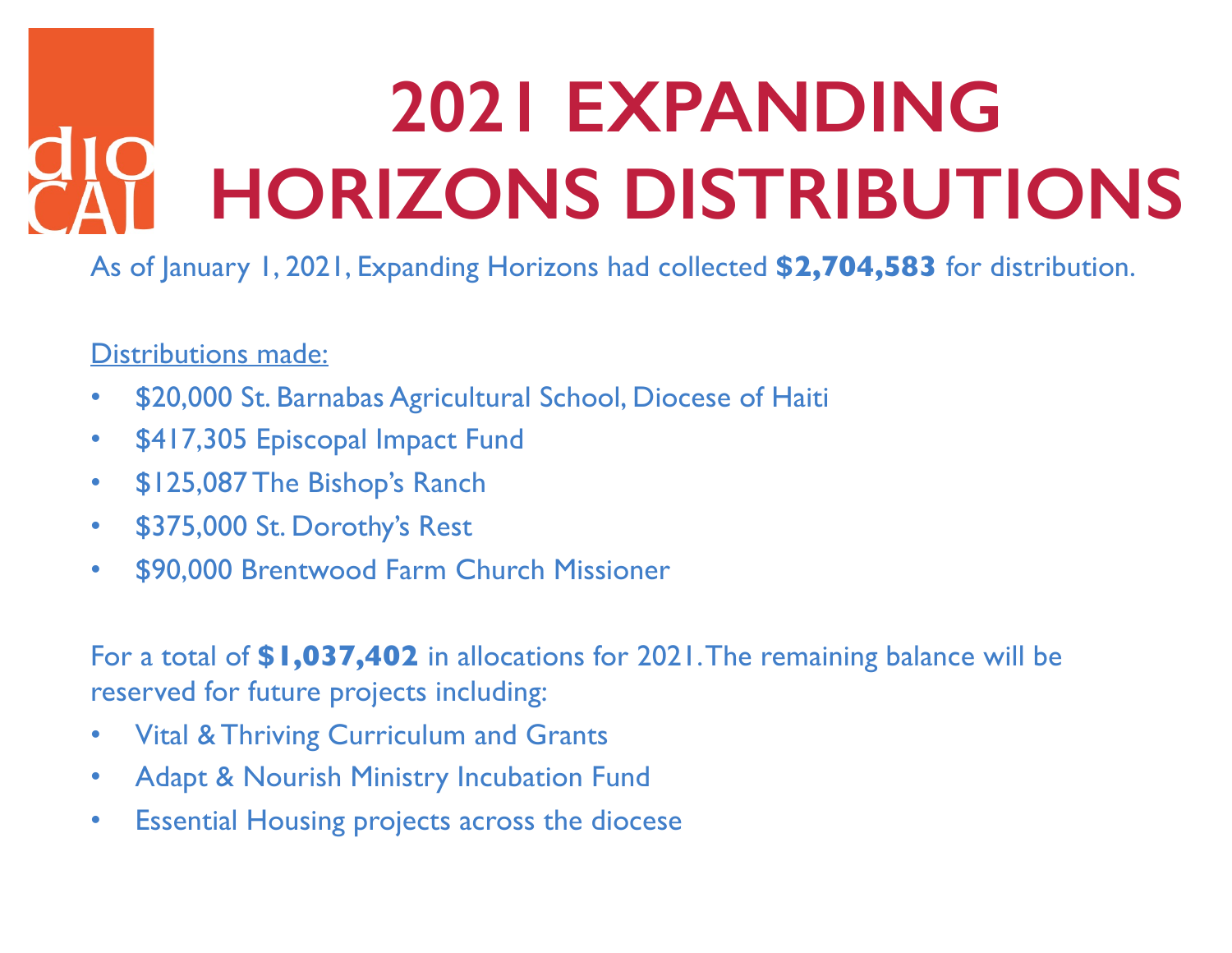# 2021 EXPANDING HORIZONS DISTRIBUTIONS

As of January 1, 2021, Expanding Horizons had collected **$2,704,583** for distribution.

Distributions made:

- $20,000 St. Barnabas Agricultural School, Diocese of Haiti
- $417,305 Episcopal Impact Fund
- $125,087 The Bishop's Ranch
- $375,000 St. Dorothy's Rest
- $90,000 Brentwood Farm Church Missioner

For a total of **$1,037,402** in allocations for 2021. The remaining balance will be reserved for future projects including:

- Vital & Thriving Curriculum and Grants
- Adapt & Nourish Ministry Incubation Fund
- Essential Housing projects across the diocese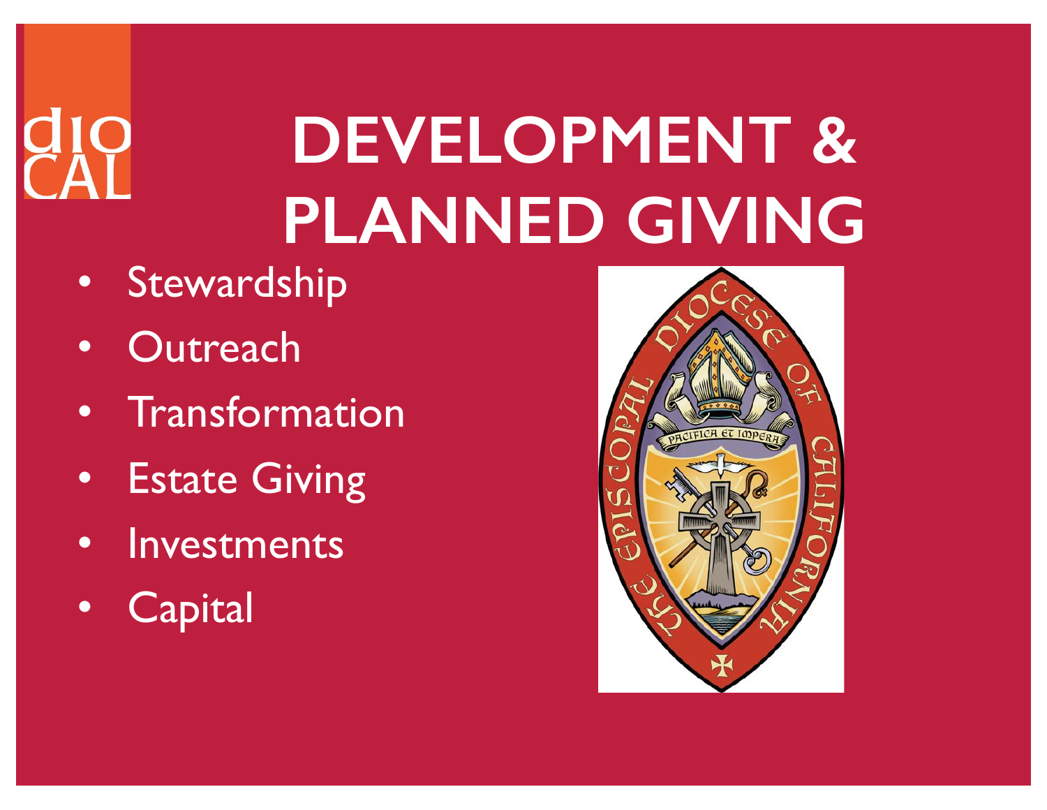# DEVELOPMENT & PLANNED GIVING

- Stewardship
- Outreach
- Transformation
- Estate Giving
- Investments
- Capital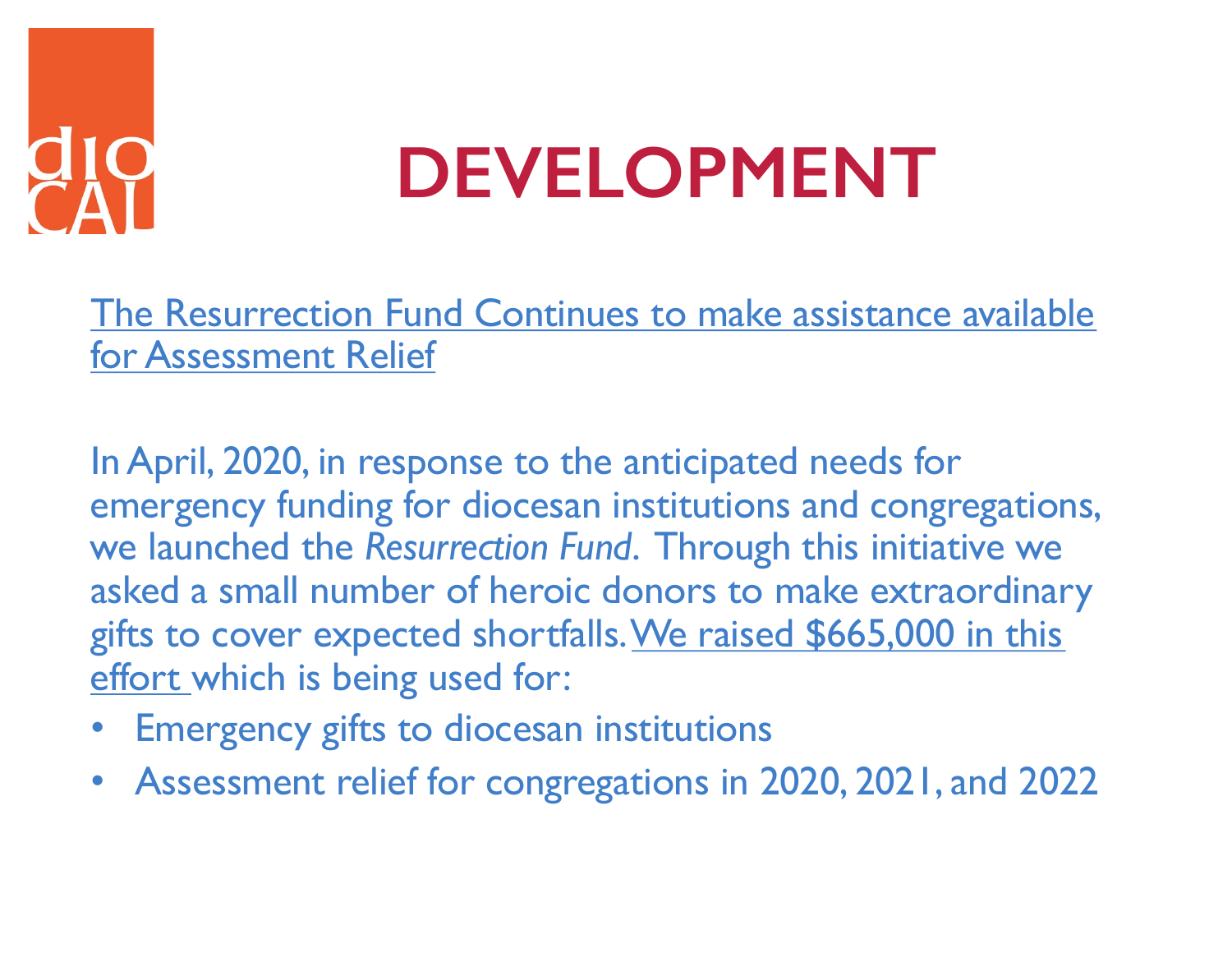# DEVELOPMENT

The Resurrection Fund Continues to make assistance available for Assessment Relief

In April, 2020, in response to the anticipated needs for emergency funding for diocesan institutions and congregations, we launched the *Resurrection Fund*. Through this initiative we asked a small number of heroic donors to make extraordinary gifts to cover expected shortfalls. We raised $665,000 in this effort which is being used for:

- Emergency gifts to diocesan institutions
- Assessment relief for congregations in 2020, 2021, and 2022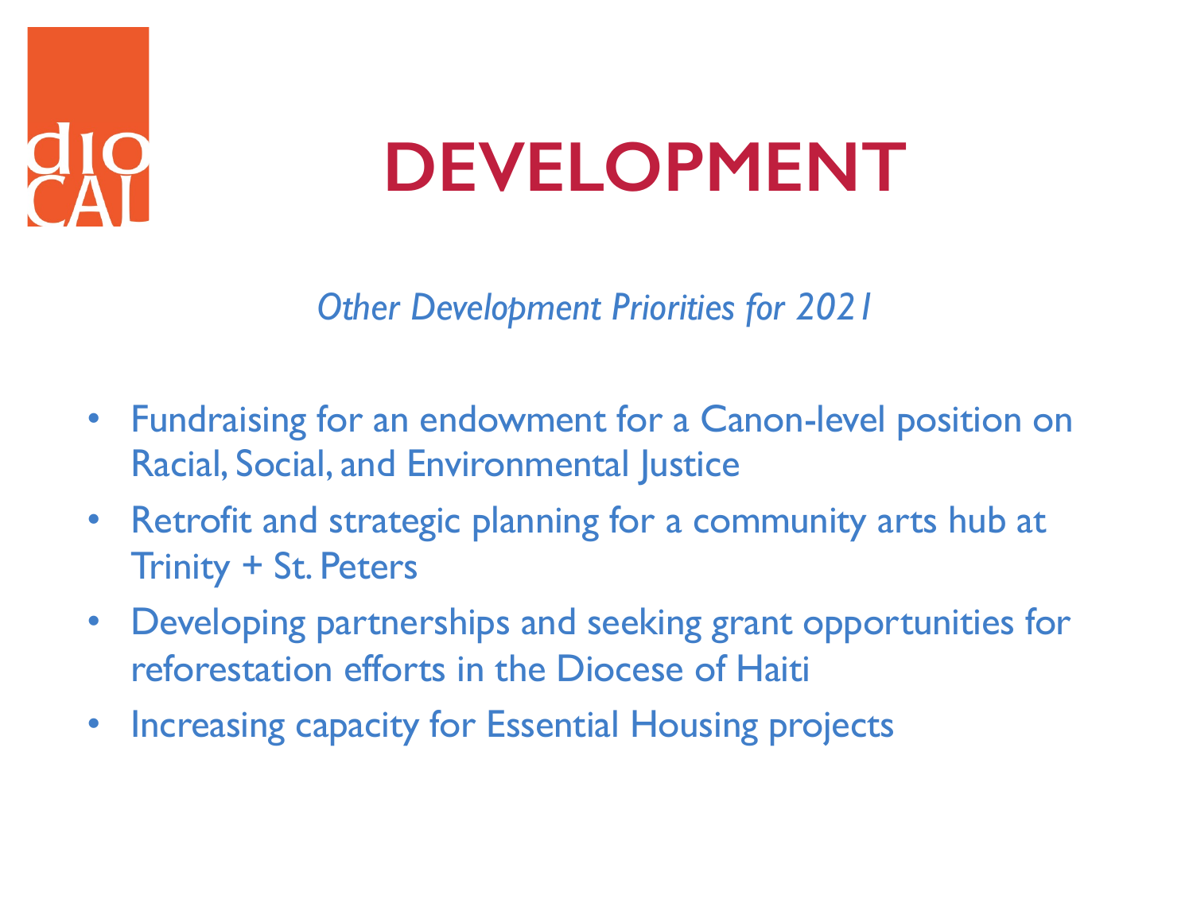# DEVELOPMENT

*Other Development Priorities for 2021*

- Fundraising for an endowment for a Canon-level position on Racial, Social, and Environmental Justice
- Retrofit and strategic planning for a community arts hub at Trinity + St. Peters
- Developing partnerships and seeking grant opportunities for reforestation efforts in the Diocese of Haiti
- Increasing capacity for Essential Housing projects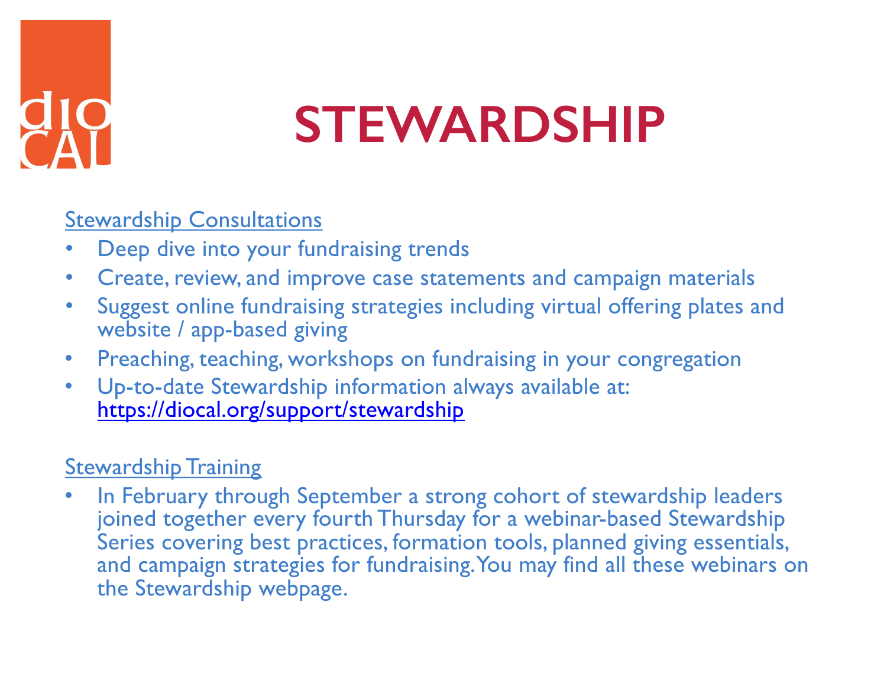# STEWARDSHIP

Stewardship Consultations

- Deep dive into your fundraising trends
- Create, review, and improve case statements and campaign materials
- Suggest online fundraising strategies including virtual offering plates and website / app-based giving
- Preaching, teaching, workshops on fundraising in your congregation
- Up-to-date Stewardship information always available at: https://diocal.org/support/stewardship

Stewardship Training

- In February through September a strong cohort of stewardship leaders joined together every fourth Thursday for a webinar-based Stewardship Series covering best practices, formation tools, planned giving essentials, and campaign strategies for fundraising. You may find all these webinars on the Stewardship webpage.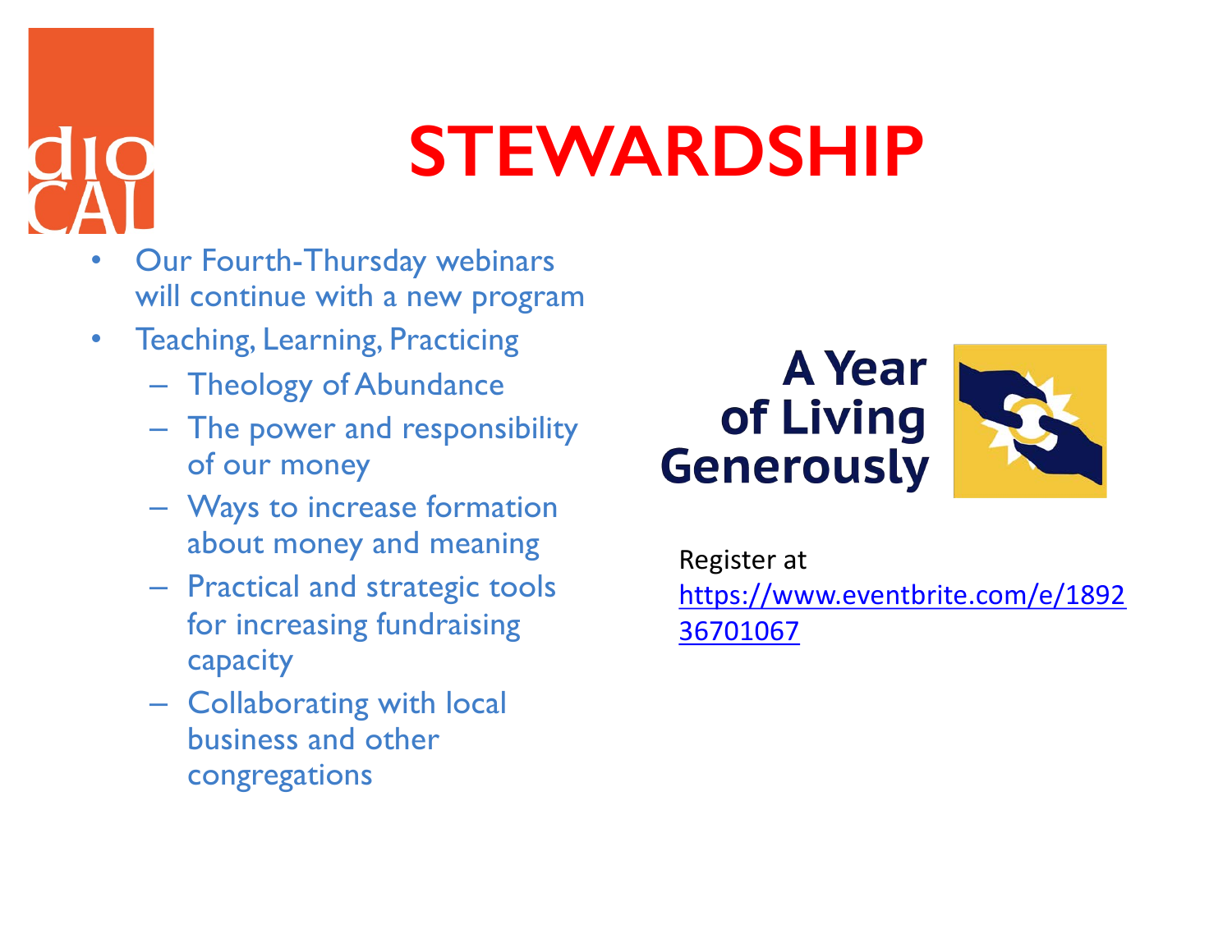dio CAL

# STEWARDSHIP

- Our Fourth-Thursday webinars will continue with a new program
- Teaching, Learning, Practicing
  - Theology of Abundance
  - The power and responsibility of our money
  - Ways to increase formation about money and meaning
  - Practical and strategic tools for increasing fundraising capacity
  - Collaborating with local business and other congregations

**A Year of Living Generously**

Register at https://www.eventbrite.com/e/189236701067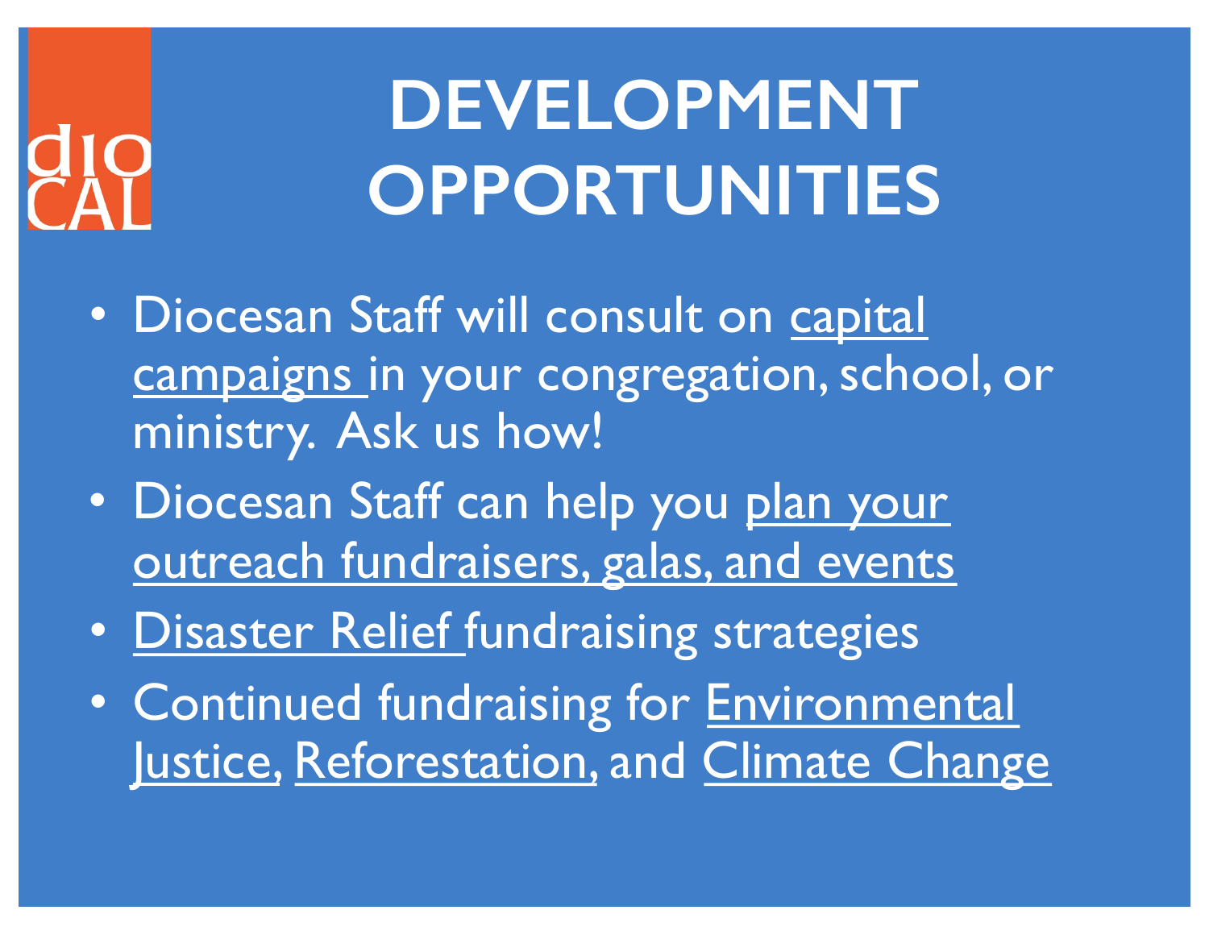dio CAL

# DEVELOPMENT OPPORTUNITIES

- Diocesan Staff will consult on capital campaigns in your congregation, school, or ministry. Ask us how!
- Diocesan Staff can help you plan your outreach fundraisers, galas, and events
- Disaster Relief fundraising strategies
- Continued fundraising for Environmental Justice, Reforestation, and Climate Change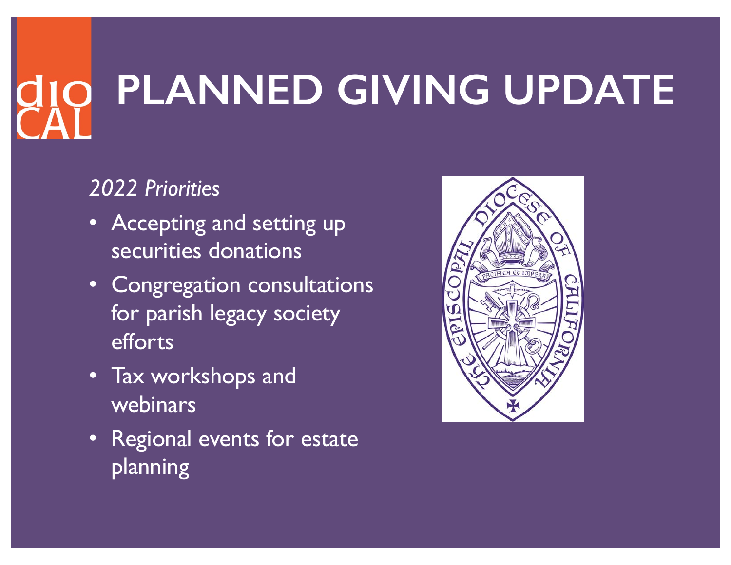# PLANNED GIVING UPDATE

*2022 Priorities*

- Accepting and setting up securities donations
- Congregation consultations for parish legacy society efforts
- Tax workshops and webinars
- Regional events for estate planning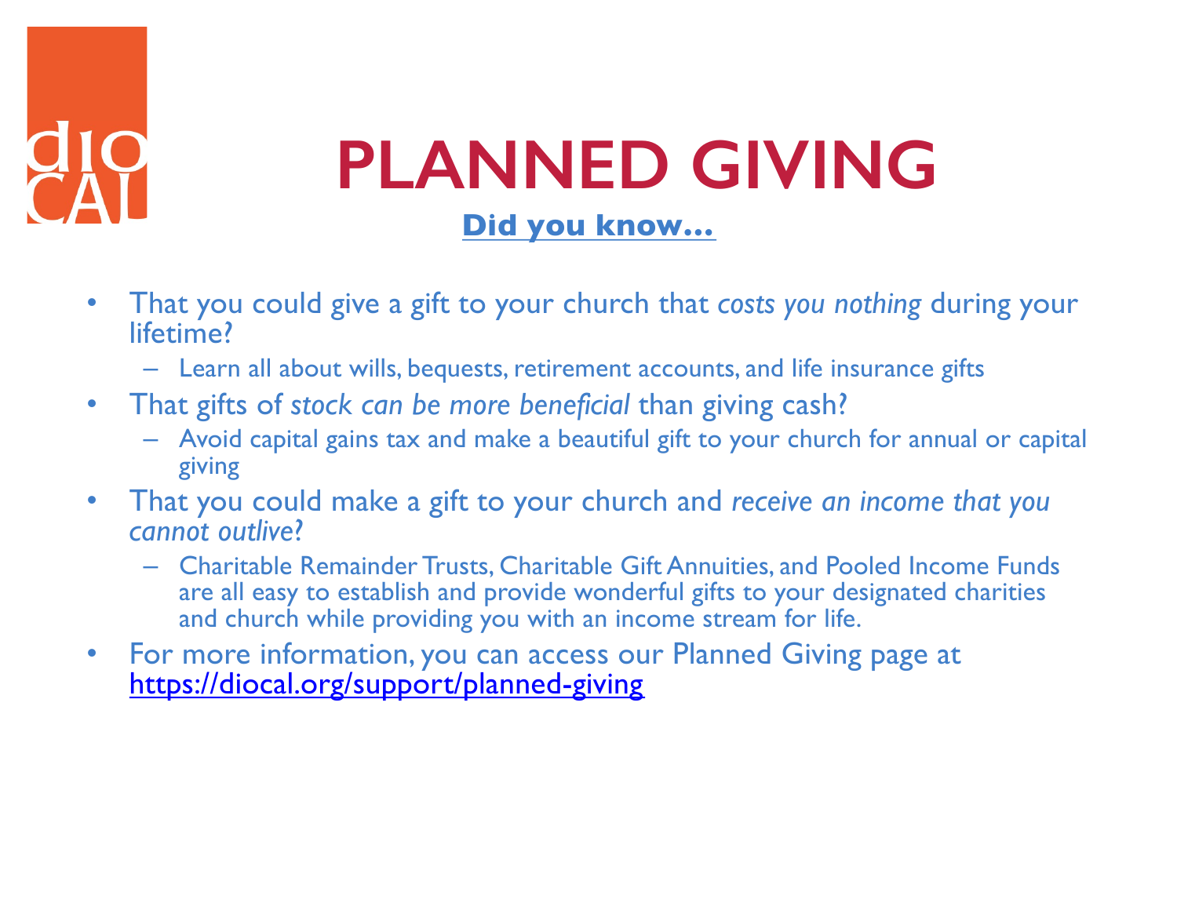dio CAL

# PLANNED GIVING

## Did you know…

- That you could give a gift to your church that *costs you nothing* during your lifetime?
  - Learn all about wills, bequests, retirement accounts, and life insurance gifts
- That gifts of *stock can be more beneficial* than giving cash?
  - Avoid capital gains tax and make a beautiful gift to your church for annual or capital giving
- That you could make a gift to your church and *receive an income that you cannot outlive*?
  - Charitable Remainder Trusts, Charitable Gift Annuities, and Pooled Income Funds are all easy to establish and provide wonderful gifts to your designated charities and church while providing you with an income stream for life.
- For more information, you can access our Planned Giving page at https://diocal.org/support/planned-giving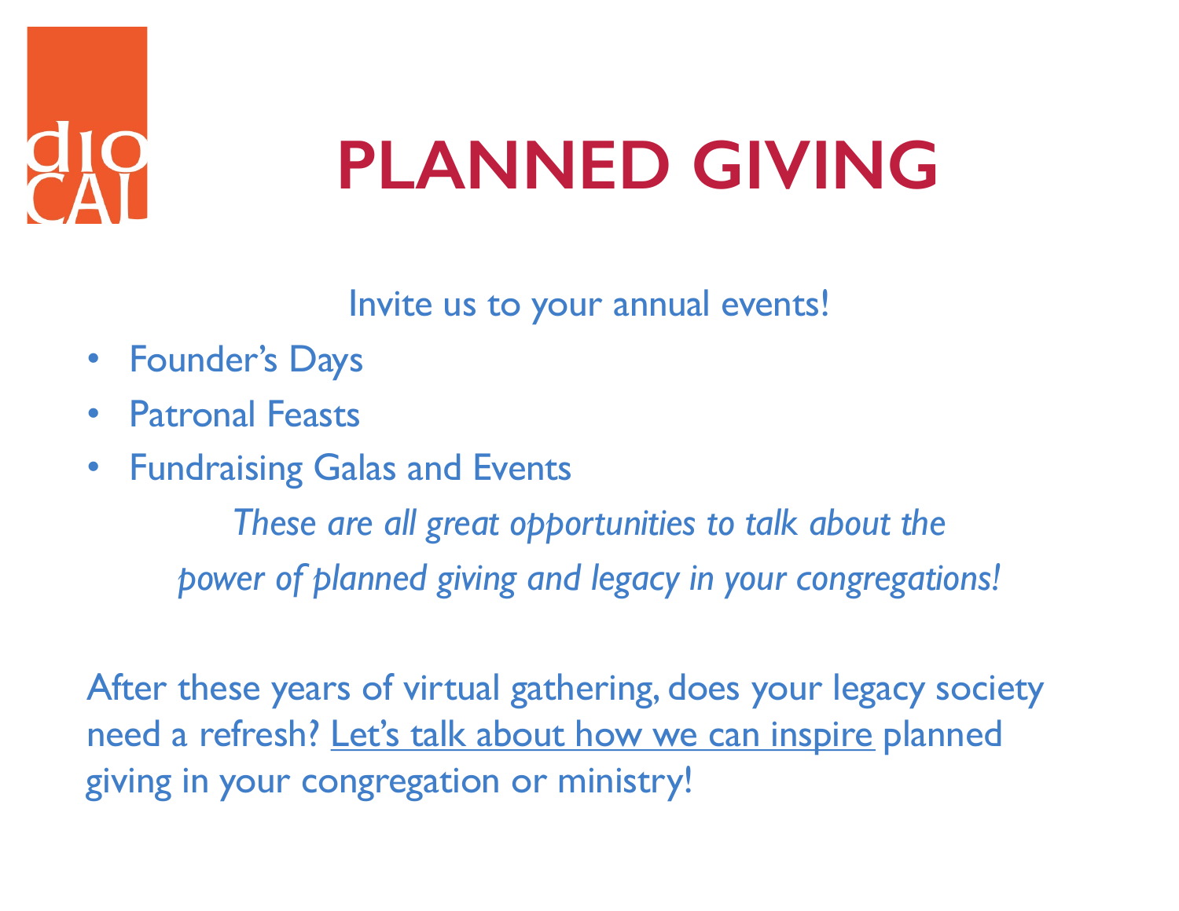# PLANNED GIVING

Invite us to your annual events!

- Founder's Days
- Patronal Feasts
- Fundraising Galas and Events

*These are all great opportunities to talk about the power of planned giving and legacy in your congregations!*

After these years of virtual gathering, does your legacy society need a refresh? Let's talk about how we can inspire planned giving in your congregation or ministry!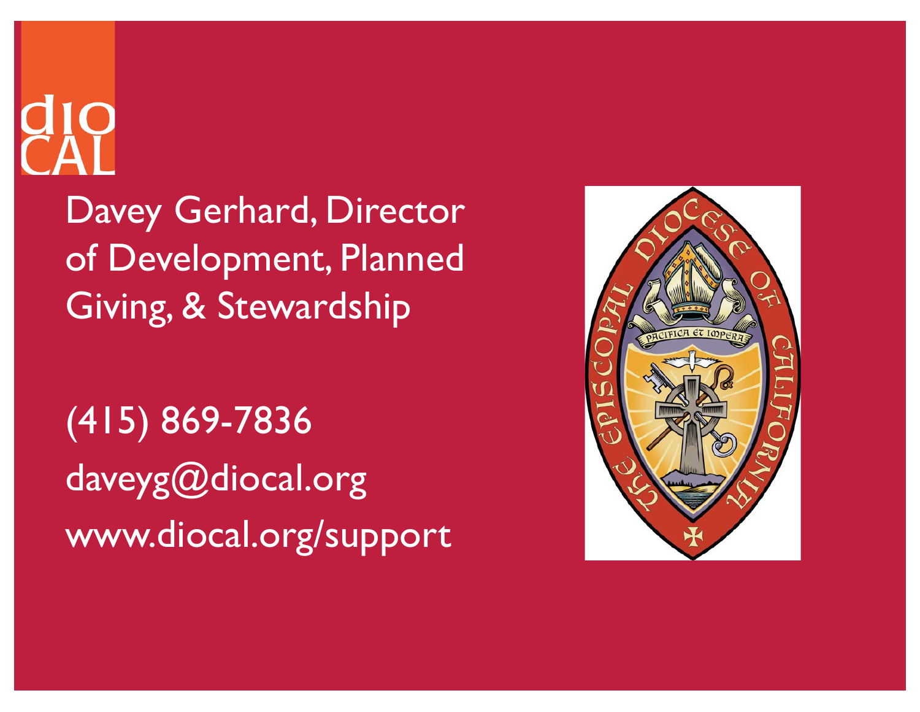dio
CAL

Davey Gerhard, Director of Development, Planned Giving, & Stewardship

(415) 869-7836

daveyg@diocal.org

www.diocal.org/support